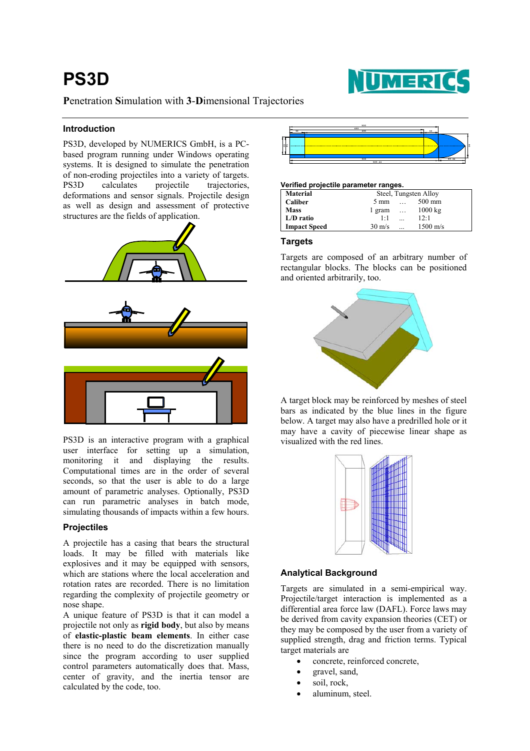# PS3D

**P**enetration **S**imulation with **3**-**D**imensional Trajectories

## Introduction

PS3D, developed by NUMERICS GmbH, is a PC-based program running under Windows operating systems. It is designed to simulate the penetration of non-eroding projectiles into a variety of targets. PS3D calculates projectile trajectories, deformations and sensor signals. Projectile design as well as design and assessment of protective structures are the fields of application.

PS3D is an interactive program with a graphical user interface for setting up a simulation, monitoring it and displaying the results. Computational times are in the order of several seconds, so that the user is able to do a large amount of parametric analyses. Optionally, PS3D can run parametric analyses in batch mode, simulating thousands of impacts within a few hours.

## Projectiles

A projectile has a casing that bears the structural loads. It may be filled with materials like explosives and it may be equipped with sensors, which are stations where the local acceleration and rotation rates are recorded. There is no limitation regarding the complexity of projectile geometry or nose shape.

A unique feature of PS3D is that it can model a projectile not only as **rigid body**, but also by means of **elastic-plastic beam elements**. In either case there is no need to do the discretization manually since the program according to user supplied control parameters automatically does that. Mass, center of gravity, and the inertia tensor are calculated by the code, too.

**Verified projectile parameter ranges.**

| | | | |
|---|---|---|---|
| **Material** | Steel, Tungsten Alloy | | |
| **Caliber** | 5 mm | … | 500 mm |
| **Mass** | 1 gram | … | 1000 kg |
| **L/D ratio** | 1:1 | ... | 12:1 |
| **Impact Speed** | 30 m/s | ... | 1500 m/s |

## Targets

Targets are composed of an arbitrary number of rectangular blocks. The blocks can be positioned and oriented arbitrarily, too.

A target block may be reinforced by meshes of steel bars as indicated by the blue lines in the figure below. A target may also have a predrilled hole or it may have a cavity of piecewise linear shape as visualized with the red lines.

## Analytical Background

Targets are simulated in a semi-empirical way. Projectile/target interaction is implemented as a differential area force law (DAFL). Force laws may be derived from cavity expansion theories (CET) or they may be composed by the user from a variety of supplied strength, drag and friction terms. Typical target materials are

- concrete, reinforced concrete,
- gravel, sand,
- soil, rock,
- aluminum, steel.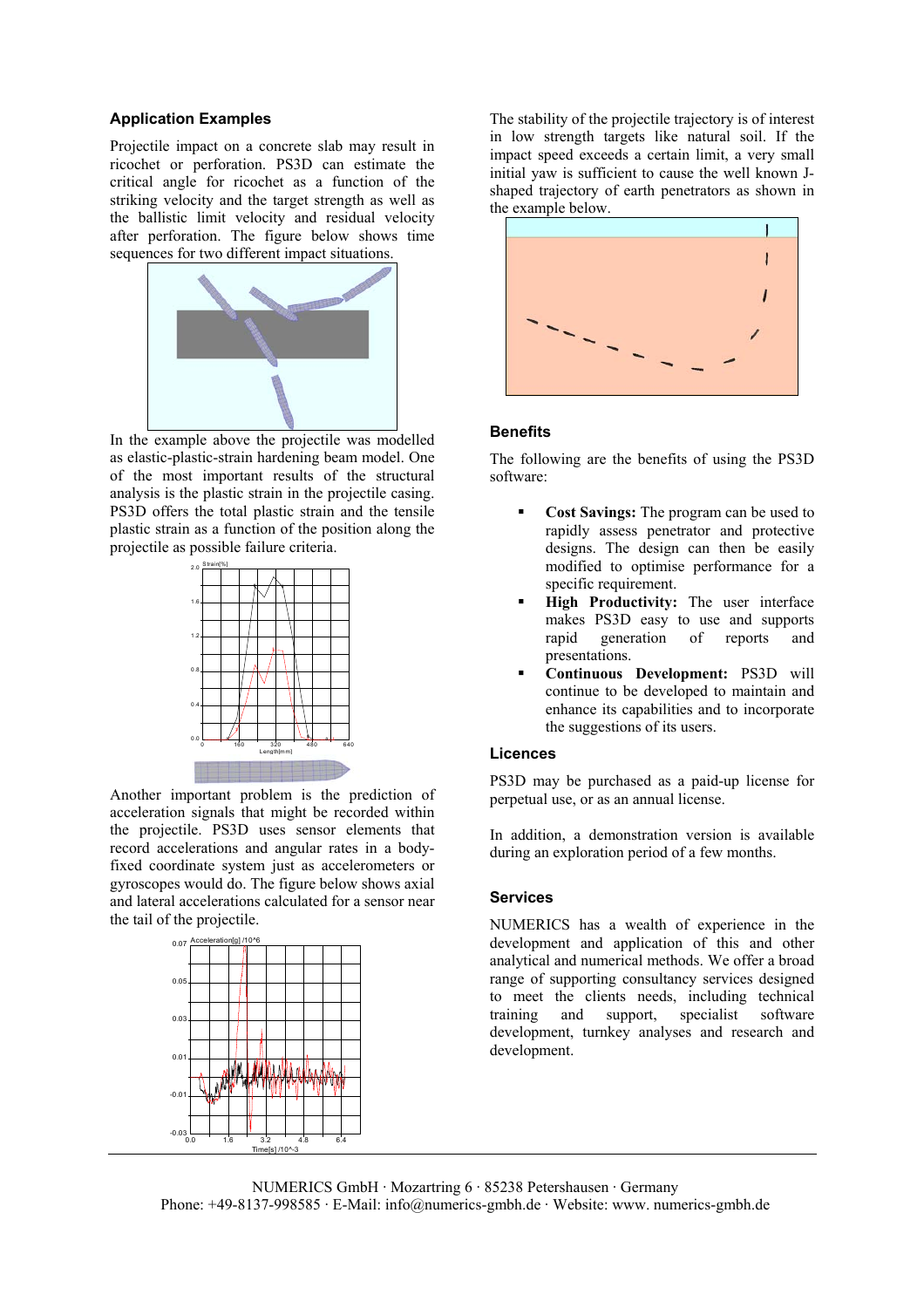## Application Examples

Projectile impact on a concrete slab may result in ricochet or perforation. PS3D can estimate the critical angle for ricochet as a function of the striking velocity and the target strength as well as the ballistic limit velocity and residual velocity after perforation. The figure below shows time sequences for two different impact situations.

In the example above the projectile was modelled as elastic-plastic-strain hardening beam model. One of the most important results of the structural analysis is the plastic strain in the projectile casing. PS3D offers the total plastic strain and the tensile plastic strain as a function of the position along the projectile as possible failure criteria.

Strain[%]
2.0
1.6
1.2
0.8
0.4
0.0
0
160
320
480
640
Length[mm]

Another important problem is the prediction of acceleration signals that might be recorded within the projectile. PS3D uses sensor elements that record accelerations and angular rates in a body-fixed coordinate system just as accelerometers or gyroscopes would do. The figure below shows axial and lateral accelerations calculated for a sensor near the tail of the projectile.

Acceleration[g] /10^6
0.07
0.05
0.03
0.01
-0.01
-0.03
0.0
1.6
3.2
4.8
6.4
Time[s] /10^-3

The stability of the projectile trajectory is of interest in low strength targets like natural soil. If the impact speed exceeds a certain limit, a very small initial yaw is sufficient to cause the well known J-shaped trajectory of earth penetrators as shown in the example below.

## Benefits

The following are the benefits of using the PS3D software:

- **Cost Savings:** The program can be used to rapidly assess penetrator and protective designs. The design can then be easily modified to optimise performance for a specific requirement.
- **High Productivity:** The user interface makes PS3D easy to use and supports rapid generation of reports and presentations.
- **Continuous Development:** PS3D will continue to be developed to maintain and enhance its capabilities and to incorporate the suggestions of its users.

## Licences

PS3D may be purchased as a paid-up license for perpetual use, or as an annual license.

In addition, a demonstration version is available during an exploration period of a few months.

## Services

NUMERICS has a wealth of experience in the development and application of this and other analytical and numerical methods. We offer a broad range of supporting consultancy services designed to meet the clients needs, including technical training and support, specialist software development, turnkey analyses and research and development.

NUMERICS GmbH · Mozartring 6 · 85238 Petershausen · Germany
Phone: +49-8137-998585 · E-Mail: info@numerics-gmbh.de · Website: www. numerics-gmbh.de